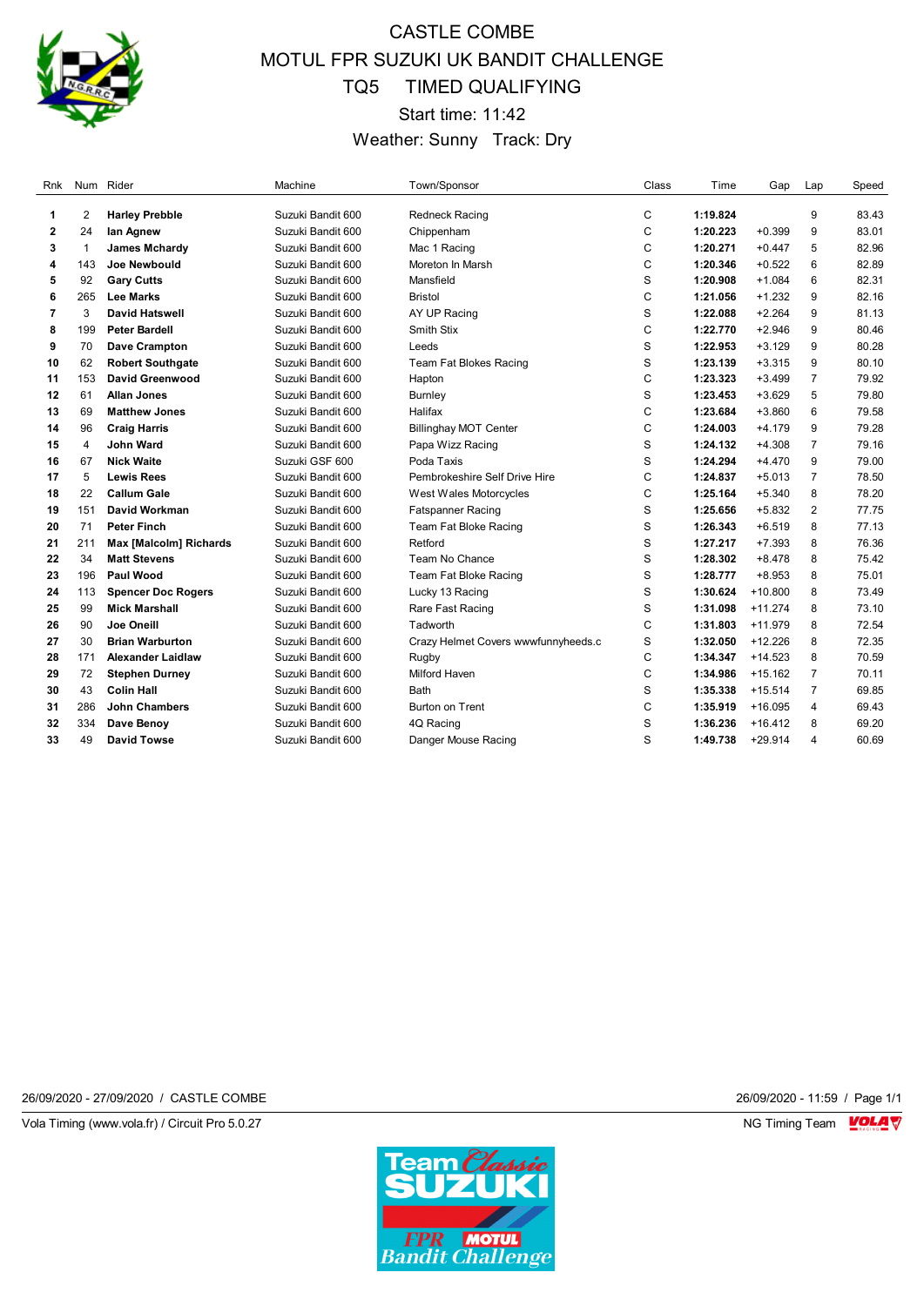# CASTLE COMBE
# MOTUL FPR SUZUKI UK BANDIT CHALLENGE
## TQ5 TIMED QUALIFYING

Start time: 11:42

Weather: Sunny Track: Dry

| Rnk | Num | Rider | Machine | Town/Sponsor | Class | Time | Gap | Lap | Speed |
|---|---|---|---|---|---|---|---|---|---|
| 1 | 2 | **Harley Prebble** | Suzuki Bandit 600 | Redneck Racing | C | **1:19.824** | | 9 | 83.43 |
| 2 | 24 | **Ian Agnew** | Suzuki Bandit 600 | Chippenham | C | **1:20.223** | +0.399 | 9 | 83.01 |
| 3 | 1 | **James Mchardy** | Suzuki Bandit 600 | Mac 1 Racing | C | **1:20.271** | +0.447 | 5 | 82.96 |
| 4 | 143 | **Joe Newbould** | Suzuki Bandit 600 | Moreton In Marsh | C | **1:20.346** | +0.522 | 6 | 82.89 |
| 5 | 92 | **Gary Cutts** | Suzuki Bandit 600 | Mansfield | S | **1:20.908** | +1.084 | 6 | 82.31 |
| 6 | 265 | **Lee Marks** | Suzuki Bandit 600 | Bristol | C | **1:21.056** | +1.232 | 9 | 82.16 |
| 7 | 3 | **David Hatswell** | Suzuki Bandit 600 | AY UP Racing | S | **1:22.088** | +2.264 | 9 | 81.13 |
| 8 | 199 | **Peter Bardell** | Suzuki Bandit 600 | Smith Stix | C | **1:22.770** | +2.946 | 9 | 80.46 |
| 9 | 70 | **Dave Crampton** | Suzuki Bandit 600 | Leeds | S | **1:22.953** | +3.129 | 9 | 80.28 |
| 10 | 62 | **Robert Southgate** | Suzuki Bandit 600 | Team Fat Blokes Racing | S | **1:23.139** | +3.315 | 9 | 80.10 |
| 11 | 153 | **David Greenwood** | Suzuki Bandit 600 | Hapton | C | **1:23.323** | +3.499 | 7 | 79.92 |
| 12 | 61 | **Allan Jones** | Suzuki Bandit 600 | Burnley | S | **1:23.453** | +3.629 | 5 | 79.80 |
| 13 | 69 | **Matthew Jones** | Suzuki Bandit 600 | Halifax | C | **1:23.684** | +3.860 | 6 | 79.58 |
| 14 | 96 | **Craig Harris** | Suzuki Bandit 600 | Billinghay MOT Center | C | **1:24.003** | +4.179 | 9 | 79.28 |
| 15 | 4 | **John Ward** | Suzuki Bandit 600 | Papa Wizz Racing | S | **1:24.132** | +4.308 | 7 | 79.16 |
| 16 | 67 | **Nick Waite** | Suzuki GSF 600 | Poda Taxis | S | **1:24.294** | +4.470 | 9 | 79.00 |
| 17 | 5 | **Lewis Rees** | Suzuki Bandit 600 | Pembrokeshire Self Drive Hire | C | **1:24.837** | +5.013 | 7 | 78.50 |
| 18 | 22 | **Callum Gale** | Suzuki Bandit 600 | West Wales Motorcycles | C | **1:25.164** | +5.340 | 8 | 78.20 |
| 19 | 151 | **David Workman** | Suzuki Bandit 600 | Fatspanner Racing | S | **1:25.656** | +5.832 | 2 | 77.75 |
| 20 | 71 | **Peter Finch** | Suzuki Bandit 600 | Team Fat Bloke Racing | S | **1:26.343** | +6.519 | 8 | 77.13 |
| 21 | 211 | **Max [Malcolm] Richards** | Suzuki Bandit 600 | Retford | S | **1:27.217** | +7.393 | 8 | 76.36 |
| 22 | 34 | **Matt Stevens** | Suzuki Bandit 600 | Team No Chance | S | **1:28.302** | +8.478 | 8 | 75.42 |
| 23 | 196 | **Paul Wood** | Suzuki Bandit 600 | Team Fat Bloke Racing | S | **1:28.777** | +8.953 | 8 | 75.01 |
| 24 | 113 | **Spencer Doc Rogers** | Suzuki Bandit 600 | Lucky 13 Racing | S | **1:30.624** | +10.800 | 8 | 73.49 |
| 25 | 99 | **Mick Marshall** | Suzuki Bandit 600 | Rare Fast Racing | S | **1:31.098** | +11.274 | 8 | 73.10 |
| 26 | 90 | **Joe Oneill** | Suzuki Bandit 600 | Tadworth | C | **1:31.803** | +11.979 | 8 | 72.54 |
| 27 | 30 | **Brian Warburton** | Suzuki Bandit 600 | Crazy Helmet Covers wwwfunnyheeds.c | S | **1:32.050** | +12.226 | 8 | 72.35 |
| 28 | 171 | **Alexander Laidlaw** | Suzuki Bandit 600 | Rugby | C | **1:34.347** | +14.523 | 8 | 70.59 |
| 29 | 72 | **Stephen Durney** | Suzuki Bandit 600 | Milford Haven | C | **1:34.986** | +15.162 | 7 | 70.11 |
| 30 | 43 | **Colin Hall** | Suzuki Bandit 600 | Bath | S | **1:35.338** | +15.514 | 7 | 69.85 |
| 31 | 286 | **John Chambers** | Suzuki Bandit 600 | Burton on Trent | C | **1:35.919** | +16.095 | 4 | 69.43 |
| 32 | 334 | **Dave Benoy** | Suzuki Bandit 600 | 4Q Racing | S | **1:36.236** | +16.412 | 8 | 69.20 |
| 33 | 49 | **David Towse** | Suzuki Bandit 600 | Danger Mouse Racing | S | **1:49.738** | +29.914 | 4 | 60.69 |

26/09/2020 - 27/09/2020 / CASTLE COMBE

26/09/2020 - 11:59

Vola Timing (www.vola.fr) / Circuit Pro 5.0.27

NG Timing Team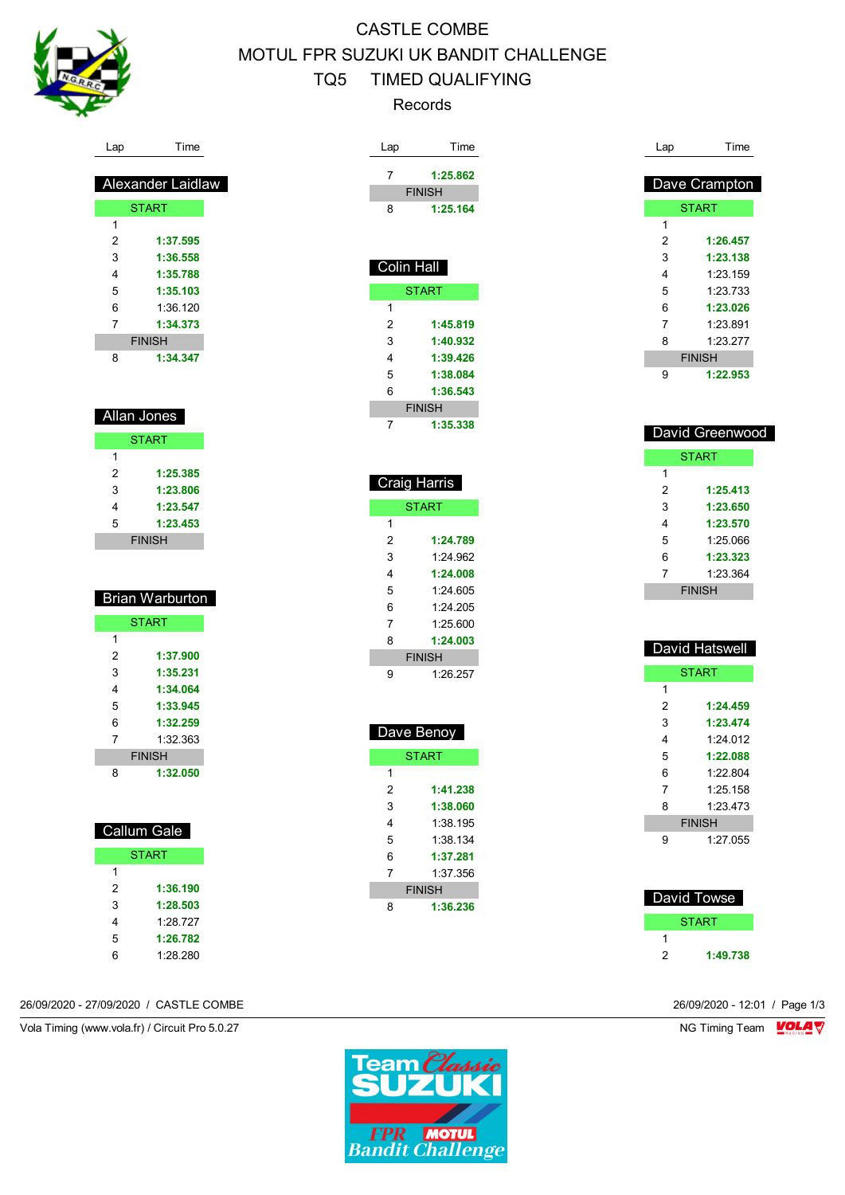# CASTLE COMBE

## MOTUL FPR SUZUKI UK BANDIT CHALLENGE

## TQ5 TIMED QUALIFYING

### Records

### Alexander Laidlaw

| Lap | Time |
|---|---|
| START | |
| 1 | |
| 2 | **1:37.595** |
| 3 | **1:36.558** |
| 4 | **1:35.788** |
| 5 | **1:35.103** |
| 6 | 1:36.120 |
| 7 | **1:34.373** |
| FINISH | |
| 8 | **1:34.347** |

### Allan Jones

| Lap | Time |
|---|---|
| START | |
| 1 | |
| 2 | **1:25.385** |
| 3 | **1:23.806** |
| 4 | **1:23.547** |
| 5 | **1:23.453** |
| FINISH | |

### Brian Warburton

| Lap | Time |
|---|---|
| START | |
| 1 | |
| 2 | **1:37.900** |
| 3 | **1:35.231** |
| 4 | **1:34.064** |
| 5 | **1:33.945** |
| 6 | **1:32.259** |
| 7 | 1:32.363 |
| FINISH | |
| 8 | **1:32.050** |

### Callum Gale

| Lap | Time |
|---|---|
| START | |
| 1 | |
| 2 | **1:36.190** |
| 3 | **1:28.503** |
| 4 | 1:28.727 |
| 5 | **1:26.782** |
| 6 | 1:28.280 |
| 7 | **1:25.862** |
| FINISH | |
| 8 | **1:25.164** |

### Colin Hall

| Lap | Time |
|---|---|
| START | |
| 1 | |
| 2 | **1:45.819** |
| 3 | **1:40.932** |
| 4 | **1:39.426** |
| 5 | **1:38.084** |
| 6 | **1:36.543** |
| FINISH | |
| 7 | **1:35.338** |

### Craig Harris

| Lap | Time |
|---|---|
| START | |
| 1 | |
| 2 | **1:24.789** |
| 3 | 1:24.962 |
| 4 | **1:24.008** |
| 5 | 1:24.605 |
| 6 | 1:24.205 |
| 7 | 1:25.600 |
| 8 | **1:24.003** |
| FINISH | |
| 9 | 1:26.257 |

### Dave Benoy

| Lap | Time |
|---|---|
| START | |
| 1 | |
| 2 | **1:41.238** |
| 3 | **1:38.060** |
| 4 | 1:38.195 |
| 5 | 1:38.134 |
| 6 | **1:37.281** |
| 7 | 1:37.356 |
| FINISH | |
| 8 | **1:36.236** |

### Dave Crampton

| Lap | Time |
|---|---|
| START | |
| 1 | |
| 2 | **1:26.457** |
| 3 | **1:23.138** |
| 4 | 1:23.159 |
| 5 | 1:23.733 |
| 6 | **1:23.026** |
| 7 | 1:23.891 |
| 8 | 1:23.277 |
| FINISH | |
| 9 | **1:22.953** |

### David Greenwood

| Lap | Time |
|---|---|
| START | |
| 1 | |
| 2 | **1:25.413** |
| 3 | **1:23.650** |
| 4 | **1:23.570** |
| 5 | 1:25.066 |
| 6 | **1:23.323** |
| 7 | 1:23.364 |
| FINISH | |

### David Hatswell

| Lap | Time |
|---|---|
| START | |
| 1 | |
| 2 | **1:24.459** |
| 3 | **1:23.474** |
| 4 | 1:24.012 |
| 5 | **1:22.088** |
| 6 | 1:22.804 |
| 7 | 1:25.158 |
| 8 | 1:23.473 |
| FINISH | |
| 9 | 1:27.055 |

### David Towse

| Lap | Time |
|---|---|
| START | |
| 1 | |
| 2 | **1:49.738** |

26/09/2020 - 27/09/2020 / CASTLE COMBE

26/09/2020 - 12:01

Vola Timing (www.vola.fr) / Circuit Pro 5.0.27

NG Timing Team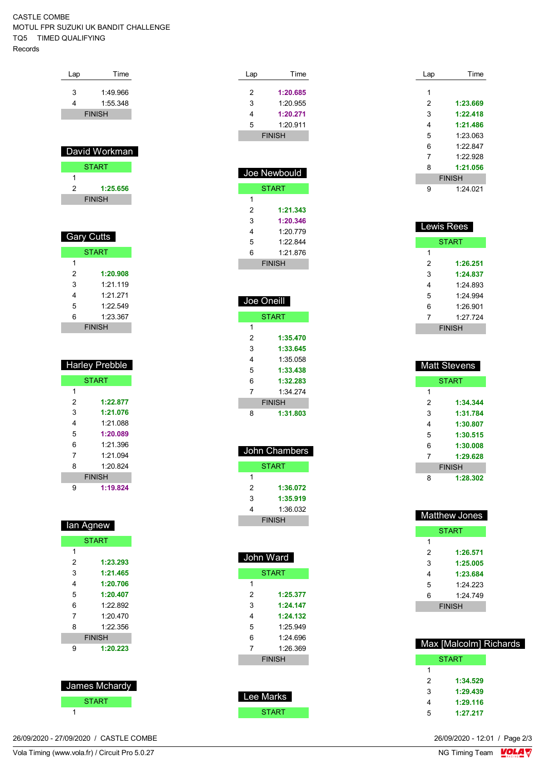CASTLE COMBE
MOTUL FPR SUZUKI UK BANDIT CHALLENGE
TQ5 TIMED QUALIFYING
Records

| Lap | Time |
|---|---|
| 3 | 1:49.966 |
| 4 | 1:55.348 |
| FINISH | |

## David Workman

| Lap | Time |
|---|---|
| START | |
| 1 | |
| 2 | **1:25.656** |
| FINISH | |

## Gary Cutts

| Lap | Time |
|---|---|
| START | |
| 1 | |
| 2 | **1:20.908** |
| 3 | 1:21.119 |
| 4 | 1:21.271 |
| 5 | 1:22.549 |
| 6 | 1:23.367 |
| FINISH | |

## Harley Prebble

| Lap | Time |
|---|---|
| START | |
| 1 | |
| 2 | **1:22.877** |
| 3 | **1:21.076** |
| 4 | 1:21.088 |
| 5 | **1:20.089** |
| 6 | 1:21.396 |
| 7 | 1:21.094 |
| 8 | 1:20.824 |
| FINISH | |
| 9 | **1:19.824** |

## Ian Agnew

| Lap | Time |
|---|---|
| START | |
| 1 | |
| 2 | **1:23.293** |
| 3 | **1:21.465** |
| 4 | **1:20.706** |
| 5 | **1:20.407** |
| 6 | 1:22.892 |
| 7 | 1:20.470 |
| 8 | 1:22.356 |
| FINISH | |
| 9 | **1:20.223** |

## James Mchardy

| Lap | Time |
|---|---|
| START | |
| 1 | |

| Lap | Time |
|---|---|
| 2 | **1:20.685** |
| 3 | 1:20.955 |
| 4 | **1:20.271** |
| 5 | 1:20.911 |
| FINISH | |

## Joe Newbould

| Lap | Time |
|---|---|
| START | |
| 1 | |
| 2 | **1:21.343** |
| 3 | **1:20.346** |
| 4 | 1:20.779 |
| 5 | 1:22.844 |
| 6 | 1:21.876 |
| FINISH | |

## Joe Oneill

| Lap | Time |
|---|---|
| START | |
| 1 | |
| 2 | **1:35.470** |
| 3 | **1:33.645** |
| 4 | 1:35.058 |
| 5 | **1:33.438** |
| 6 | **1:32.283** |
| 7 | 1:34.274 |
| FINISH | |
| 8 | **1:31.803** |

## John Chambers

| Lap | Time |
|---|---|
| START | |
| 1 | |
| 2 | **1:36.072** |
| 3 | **1:35.919** |
| 4 | 1:36.032 |
| FINISH | |

## John Ward

| Lap | Time |
|---|---|
| START | |
| 1 | |
| 2 | **1:25.377** |
| 3 | **1:24.147** |
| 4 | **1:24.132** |
| 5 | 1:25.949 |
| 6 | 1:24.696 |
| 7 | 1:26.369 |
| FINISH | |

## Lee Marks

| Lap | Time |
|---|---|
| START | |

| Lap | Time |
|---|---|
| 1 | |
| 2 | **1:23.669** |
| 3 | **1:22.418** |
| 4 | **1:21.486** |
| 5 | 1:23.063 |
| 6 | 1:22.847 |
| 7 | 1:22.928 |
| 8 | **1:21.056** |
| FINISH | |
| 9 | 1:24.021 |

## Lewis Rees

| Lap | Time |
|---|---|
| START | |
| 1 | |
| 2 | **1:26.251** |
| 3 | **1:24.837** |
| 4 | 1:24.893 |
| 5 | 1:24.994 |
| 6 | 1:26.901 |
| 7 | 1:27.724 |
| FINISH | |

## Matt Stevens

| Lap | Time |
|---|---|
| START | |
| 1 | |
| 2 | **1:34.344** |
| 3 | **1:31.784** |
| 4 | **1:30.807** |
| 5 | **1:30.515** |
| 6 | **1:30.008** |
| 7 | **1:29.628** |
| FINISH | |
| 8 | **1:28.302** |

## Matthew Jones

| Lap | Time |
|---|---|
| START | |
| 1 | |
| 2 | **1:26.571** |
| 3 | **1:25.005** |
| 4 | **1:23.684** |
| 5 | 1:24.223 |
| 6 | 1:24.749 |
| FINISH | |

## Max [Malcolm] Richards

| Lap | Time |
|---|---|
| START | |
| 1 | |
| 2 | **1:34.529** |
| 3 | **1:29.439** |
| 4 | **1:29.116** |
| 5 | **1:27.217** |

26/09/2020 - 27/09/2020 / CASTLE COMBE

26/09/2020 - 12:01

Vola Timing (www.vola.fr) / Circuit Pro 5.0.27

NG Timing Team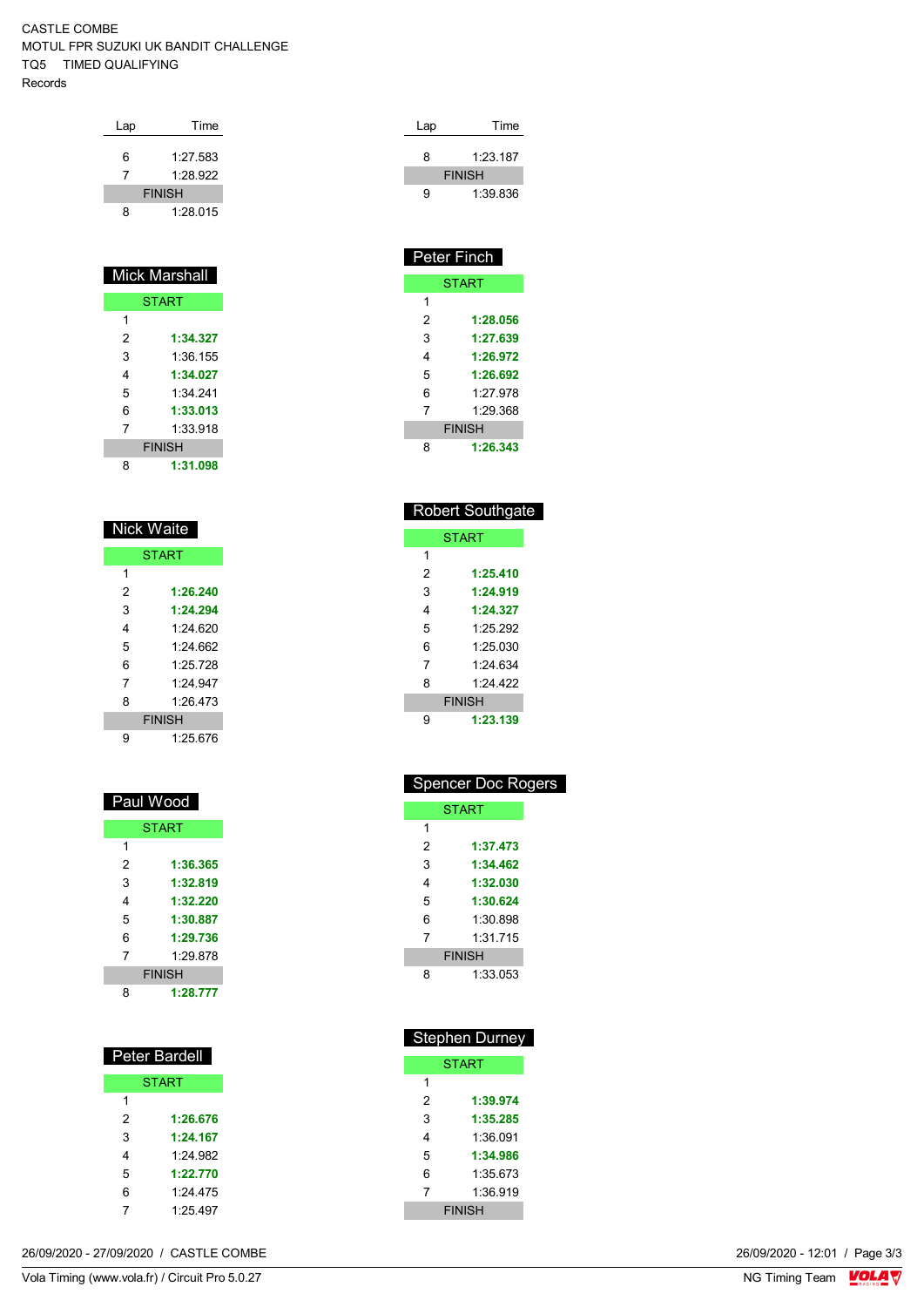CASTLE COMBE
MOTUL FPR SUZUKI UK BANDIT CHALLENGE
TQ5 TIMED QUALIFYING
Records

| Lap | Time |
|---|---|
| 6 | 1:27.583 |
| 7 | 1:28.922 |
| FINISH | |
| 8 | 1:28.015 |

| Lap | Time |
|---|---|
| 8 | 1:23.187 |
| FINISH | |
| 9 | 1:39.836 |

## Mick Marshall

| Lap | Time |
|---|---|
| START | |
| 1 | |
| 2 | **1:34.327** |
| 3 | 1:36.155 |
| 4 | **1:34.027** |
| 5 | 1:34.241 |
| 6 | **1:33.013** |
| 7 | 1:33.918 |
| FINISH | |
| 8 | **1:31.098** |

## Nick Waite

| Lap | Time |
|---|---|
| START | |
| 1 | |
| 2 | **1:26.240** |
| 3 | **1:24.294** |
| 4 | 1:24.620 |
| 5 | 1:24.662 |
| 6 | 1:25.728 |
| 7 | 1:24.947 |
| 8 | 1:26.473 |
| FINISH | |
| 9 | 1:25.676 |

## Paul Wood

| Lap | Time |
|---|---|
| START | |
| 1 | |
| 2 | **1:36.365** |
| 3 | **1:32.819** |
| 4 | **1:32.220** |
| 5 | **1:30.887** |
| 6 | **1:29.736** |
| 7 | 1:29.878 |
| FINISH | |
| 8 | **1:28.777** |

## Peter Bardell

| Lap | Time |
|---|---|
| START | |
| 1 | |
| 2 | **1:26.676** |
| 3 | **1:24.167** |
| 4 | 1:24.982 |
| 5 | **1:22.770** |
| 6 | 1:24.475 |
| 7 | 1:25.497 |

## Peter Finch

| Lap | Time |
|---|---|
| START | |
| 1 | |
| 2 | **1:28.056** |
| 3 | **1:27.639** |
| 4 | **1:26.972** |
| 5 | **1:26.692** |
| 6 | 1:27.978 |
| 7 | 1:29.368 |
| FINISH | |
| 8 | **1:26.343** |

## Robert Southgate

| Lap | Time |
|---|---|
| START | |
| 1 | |
| 2 | **1:25.410** |
| 3 | **1:24.919** |
| 4 | **1:24.327** |
| 5 | 1:25.292 |
| 6 | 1:25.030 |
| 7 | 1:24.634 |
| 8 | 1:24.422 |
| FINISH | |
| 9 | **1:23.139** |

## Spencer Doc Rogers

| Lap | Time |
|---|---|
| START | |
| 1 | |
| 2 | **1:37.473** |
| 3 | **1:34.462** |
| 4 | **1:32.030** |
| 5 | **1:30.624** |
| 6 | 1:30.898 |
| 7 | 1:31.715 |
| FINISH | |
| 8 | 1:33.053 |

## Stephen Durney

| Lap | Time |
|---|---|
| START | |
| 1 | |
| 2 | **1:39.974** |
| 3 | **1:35.285** |
| 4 | 1:36.091 |
| 5 | **1:34.986** |
| 6 | 1:35.673 |
| 7 | 1:36.919 |
| FINISH | |

26/09/2020 - 27/09/2020 / CASTLE COMBE
Vola Timing (www.vola.fr) / Circuit Pro 5.0.27
26/09/2020 - 12:01
NG Timing Team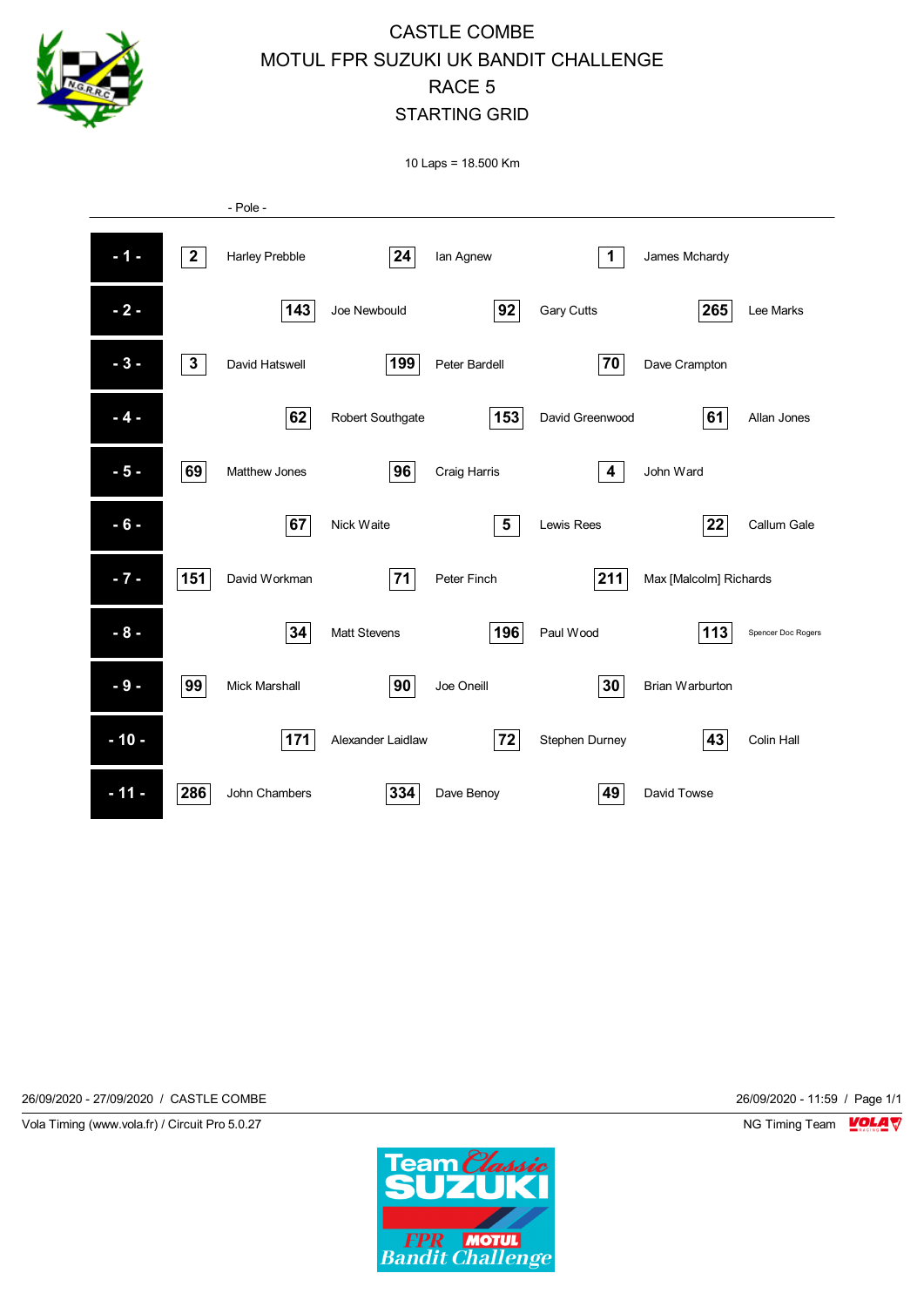# CASTLE COMBE
# MOTUL FPR SUZUKI UK BANDIT CHALLENGE
# RACE 5
# STARTING GRID

10 Laps = 18.500 Km

- Pole -

| Row | No. | Rider | No. | Rider | No. | Rider |
|---|---|---|---|---|---|---|
| - 1 - | 2 | Harley Prebble | 24 | Ian Agnew | 1 | James Mchardy |
| - 2 - | 143 | Joe Newbould | 92 | Gary Cutts | 265 | Lee Marks |
| - 3 - | 3 | David Hatswell | 199 | Peter Bardell | 70 | Dave Crampton |
| - 4 - | 62 | Robert Southgate | 153 | David Greenwood | 61 | Allan Jones |
| - 5 - | 69 | Matthew Jones | 96 | Craig Harris | 4 | John Ward |
| - 6 - | 67 | Nick Waite | 5 | Lewis Rees | 22 | Callum Gale |
| - 7 - | 151 | David Workman | 71 | Peter Finch | 211 | Max [Malcolm] Richards |
| - 8 - | 34 | Matt Stevens | 196 | Paul Wood | 113 | Spencer Doc Rogers |
| - 9 - | 99 | Mick Marshall | 90 | Joe Oneill | 30 | Brian Warburton |
| - 10 - | 171 | Alexander Laidlaw | 72 | Stephen Durney | 43 | Colin Hall |
| - 11 - | 286 | John Chambers | 334 | Dave Benoy | 49 | David Towse |

26/09/2020 - 27/09/2020 / CASTLE COMBE

26/09/2020 - 11:59

Vola Timing (www.vola.fr) / Circuit Pro 5.0.27

NG Timing Team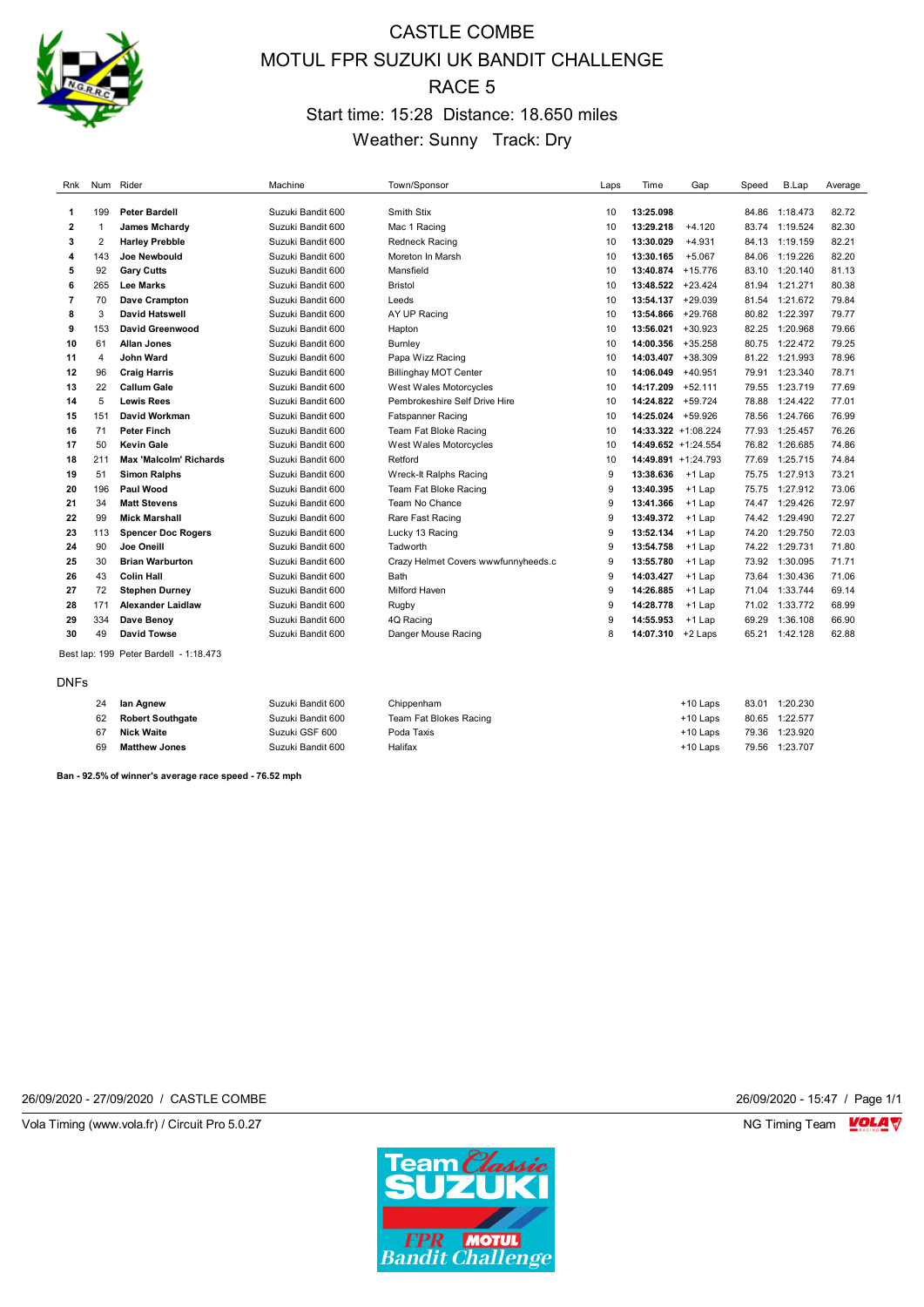# CASTLE COMBE
# MOTUL FPR SUZUKI UK BANDIT CHALLENGE
# RACE 5

Start time: 15:28 Distance: 18.650 miles

Weather: Sunny Track: Dry

| Rnk | Num | Rider | Machine | Town/Sponsor | Laps | Time | Gap | Speed | B.Lap | Average |
|---|---|---|---|---|---|---|---|---|---|---|
| 1 | 199 | **Peter Bardell** | Suzuki Bandit 600 | Smith Stix | 10 | **13:25.098** | | 84.86 | 1:18.473 | 82.72 |
| 2 | 1 | **James Mchardy** | Suzuki Bandit 600 | Mac 1 Racing | 10 | **13:29.218** | +4.120 | 83.74 | 1:19.524 | 82.30 |
| 3 | 2 | **Harley Prebble** | Suzuki Bandit 600 | Redneck Racing | 10 | **13:30.029** | +4.931 | 84.13 | 1:19.159 | 82.21 |
| 4 | 143 | **Joe Newbould** | Suzuki Bandit 600 | Moreton In Marsh | 10 | **13:30.165** | +5.067 | 84.06 | 1:19.226 | 82.20 |
| 5 | 92 | **Gary Cutts** | Suzuki Bandit 600 | Mansfield | 10 | **13:40.874** | +15.776 | 83.10 | 1:20.140 | 81.13 |
| 6 | 265 | **Lee Marks** | Suzuki Bandit 600 | Bristol | 10 | **13:48.522** | +23.424 | 81.94 | 1:21.271 | 80.38 |
| 7 | 70 | **Dave Crampton** | Suzuki Bandit 600 | Leeds | 10 | **13:54.137** | +29.039 | 81.54 | 1:21.672 | 79.84 |
| 8 | 3 | **David Hatswell** | Suzuki Bandit 600 | AY UP Racing | 10 | **13:54.866** | +29.768 | 80.82 | 1:22.397 | 79.77 |
| 9 | 153 | **David Greenwood** | Suzuki Bandit 600 | Hapton | 10 | **13:56.021** | +30.923 | 82.25 | 1:20.968 | 79.66 |
| 10 | 61 | **Allan Jones** | Suzuki Bandit 600 | Burnley | 10 | **14:00.356** | +35.258 | 80.75 | 1:22.472 | 79.25 |
| 11 | 4 | **John Ward** | Suzuki Bandit 600 | Papa Wizz Racing | 10 | **14:03.407** | +38.309 | 81.22 | 1:21.993 | 78.96 |
| 12 | 96 | **Craig Harris** | Suzuki Bandit 600 | Billinghay MOT Center | 10 | **14:06.049** | +40.951 | 79.91 | 1:23.340 | 78.71 |
| 13 | 22 | **Callum Gale** | Suzuki Bandit 600 | West Wales Motorcycles | 10 | **14:17.209** | +52.111 | 79.55 | 1:23.719 | 77.69 |
| 14 | 5 | **Lewis Rees** | Suzuki Bandit 600 | Pembrokeshire Self Drive Hire | 10 | **14:24.822** | +59.724 | 78.88 | 1:24.422 | 77.01 |
| 15 | 151 | **David Workman** | Suzuki Bandit 600 | Fatspanner Racing | 10 | **14:25.024** | +59.926 | 78.56 | 1:24.766 | 76.99 |
| 16 | 71 | **Peter Finch** | Suzuki Bandit 600 | Team Fat Bloke Racing | 10 | **14:33.322** | +1:08.224 | 77.93 | 1:25.457 | 76.26 |
| 17 | 50 | **Kevin Gale** | Suzuki Bandit 600 | West Wales Motorcycles | 10 | **14:49.652** | +1:24.554 | 76.82 | 1:26.685 | 74.86 |
| 18 | 211 | **Max 'Malcolm' Richards** | Suzuki Bandit 600 | Retford | 10 | **14:49.891** | +1:24.793 | 77.69 | 1:25.715 | 74.84 |
| 19 | 51 | **Simon Ralphs** | Suzuki Bandit 600 | Wreck-It Ralphs Racing | 9 | **13:38.636** | +1 Lap | 75.75 | 1:27.913 | 73.21 |
| 20 | 196 | **Paul Wood** | Suzuki Bandit 600 | Team Fat Bloke Racing | 9 | **13:40.395** | +1 Lap | 75.75 | 1:27.912 | 73.06 |
| 21 | 34 | **Matt Stevens** | Suzuki Bandit 600 | Team No Chance | 9 | **13:41.366** | +1 Lap | 74.47 | 1:29.426 | 72.97 |
| 22 | 99 | **Mick Marshall** | Suzuki Bandit 600 | Rare Fast Racing | 9 | **13:49.372** | +1 Lap | 74.42 | 1:29.490 | 72.27 |
| 23 | 113 | **Spencer Doc Rogers** | Suzuki Bandit 600 | Lucky 13 Racing | 9 | **13:52.134** | +1 Lap | 74.20 | 1:29.750 | 72.03 |
| 24 | 90 | **Joe Oneill** | Suzuki Bandit 600 | Tadworth | 9 | **13:54.758** | +1 Lap | 74.22 | 1:29.731 | 71.80 |
| 25 | 30 | **Brian Warburton** | Suzuki Bandit 600 | Crazy Helmet Covers wwwfunnyheeds.c | 9 | **13:55.780** | +1 Lap | 73.92 | 1:30.095 | 71.71 |
| 26 | 43 | **Colin Hall** | Suzuki Bandit 600 | Bath | 9 | **14:03.427** | +1 Lap | 73.64 | 1:30.436 | 71.06 |
| 27 | 72 | **Stephen Durney** | Suzuki Bandit 600 | Milford Haven | 9 | **14:26.885** | +1 Lap | 71.04 | 1:33.744 | 69.14 |
| 28 | 171 | **Alexander Laidlaw** | Suzuki Bandit 600 | Rugby | 9 | **14:28.778** | +1 Lap | 71.02 | 1:33.772 | 68.99 |
| 29 | 334 | **Dave Benoy** | Suzuki Bandit 600 | 4Q Racing | 9 | **14:55.953** | +1 Lap | 69.29 | 1:36.108 | 66.90 |
| 30 | 49 | **David Towse** | Suzuki Bandit 600 | Danger Mouse Racing | 8 | **14:07.310** | +2 Laps | 65.21 | 1:42.128 | 62.88 |

Best lap: 199 Peter Bardell - 1:18.473

DNFs

| Num | Rider | Machine | Town/Sponsor | Gap | Speed | B.Lap |
|---|---|---|---|---|---|---|
| 24 | **Ian Agnew** | Suzuki Bandit 600 | Chippenham | +10 Laps | 83.01 | 1:20.230 |
| 62 | **Robert Southgate** | Suzuki Bandit 600 | Team Fat Blokes Racing | +10 Laps | 80.65 | 1:22.577 |
| 67 | **Nick Waite** | Suzuki GSF 600 | Poda Taxis | +10 Laps | 79.36 | 1:23.920 |
| 69 | **Matthew Jones** | Suzuki Bandit 600 | Halifax | +10 Laps | 79.56 | 1:23.707 |

**Ban - 92.5% of winner's average race speed - 76.52 mph**

26/09/2020 - 27/09/2020 / CASTLE COMBE

26/09/2020 - 15:47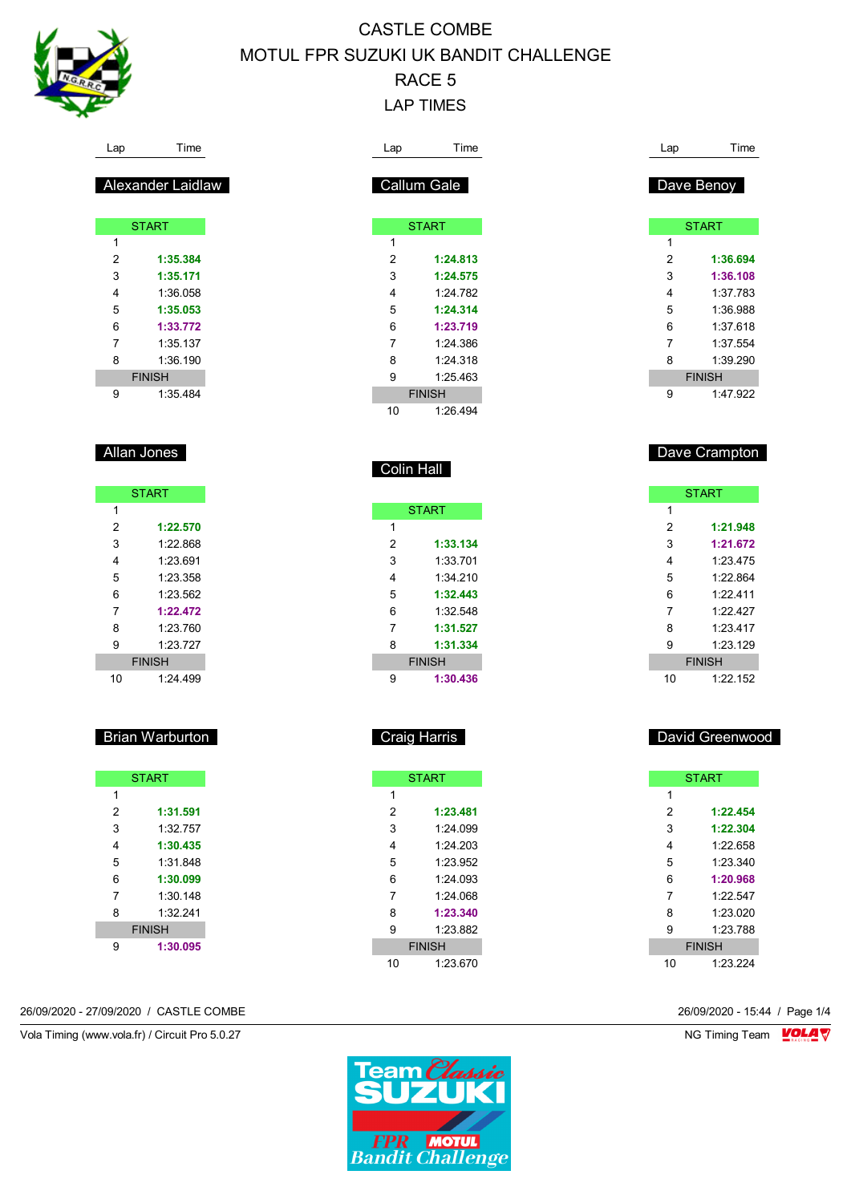# CASTLE COMBE

## MOTUL FPR SUZUKI UK BANDIT CHALLENGE

## RACE 5

## LAP TIMES

### Alexander Laidlaw

| Lap | Time |
|---|---|
| START | |
| 1 | |
| 2 | **1:35.384** |
| 3 | **1:35.171** |
| 4 | 1:36.058 |
| 5 | **1:35.053** |
| 6 | **1:33.772** |
| 7 | 1:35.137 |
| 8 | 1:36.190 |
| FINISH | |
| 9 | 1:35.484 |

### Allan Jones

| Lap | Time |
|---|---|
| START | |
| 1 | |
| 2 | **1:22.570** |
| 3 | 1:22.868 |
| 4 | 1:23.691 |
| 5 | 1:23.358 |
| 6 | 1:23.562 |
| 7 | **1:22.472** |
| 8 | 1:23.760 |
| 9 | 1:23.727 |
| FINISH | |
| 10 | 1:24.499 |

### Brian Warburton

| Lap | Time |
|---|---|
| START | |
| 1 | |
| 2 | **1:31.591** |
| 3 | 1:32.757 |
| 4 | **1:30.435** |
| 5 | 1:31.848 |
| 6 | **1:30.099** |
| 7 | 1:30.148 |
| 8 | 1:32.241 |
| FINISH | |
| 9 | **1:30.095** |

### Callum Gale

| Lap | Time |
|---|---|
| START | |
| 1 | |
| 2 | **1:24.813** |
| 3 | **1:24.575** |
| 4 | 1:24.782 |
| 5 | **1:24.314** |
| 6 | **1:23.719** |
| 7 | 1:24.386 |
| 8 | 1:24.318 |
| 9 | 1:25.463 |
| FINISH | |
| 10 | 1:26.494 |

### Colin Hall

| Lap | Time |
|---|---|
| START | |
| 1 | |
| 2 | **1:33.134** |
| 3 | 1:33.701 |
| 4 | 1:34.210 |
| 5 | **1:32.443** |
| 6 | 1:32.548 |
| 7 | **1:31.527** |
| 8 | **1:31.334** |
| FINISH | |
| 9 | **1:30.436** |

### Craig Harris

| Lap | Time |
|---|---|
| START | |
| 1 | |
| 2 | **1:23.481** |
| 3 | 1:24.099 |
| 4 | 1:24.203 |
| 5 | 1:23.952 |
| 6 | 1:24.093 |
| 7 | 1:24.068 |
| 8 | **1:23.340** |
| 9 | 1:23.882 |
| FINISH | |
| 10 | 1:23.670 |

### Dave Benoy

| Lap | Time |
|---|---|
| START | |
| 1 | |
| 2 | **1:36.694** |
| 3 | **1:36.108** |
| 4 | 1:37.783 |
| 5 | 1:36.988 |
| 6 | 1:37.618 |
| 7 | 1:37.554 |
| 8 | 1:39.290 |
| FINISH | |
| 9 | 1:47.922 |

### Dave Crampton

| Lap | Time |
|---|---|
| START | |
| 1 | |
| 2 | **1:21.948** |
| 3 | **1:21.672** |
| 4 | 1:23.475 |
| 5 | 1:22.864 |
| 6 | 1:22.411 |
| 7 | 1:22.427 |
| 8 | 1:23.417 |
| 9 | 1:23.129 |
| FINISH | |
| 10 | 1:22.152 |

### David Greenwood

| Lap | Time |
|---|---|
| START | |
| 1 | |
| 2 | **1:22.454** |
| 3 | **1:22.304** |
| 4 | 1:22.658 |
| 5 | 1:23.340 |
| 6 | **1:20.968** |
| 7 | 1:22.547 |
| 8 | 1:23.020 |
| 9 | 1:23.788 |
| FINISH | |
| 10 | 1:23.224 |

26/09/2020 - 27/09/2020 / CASTLE COMBE

26/09/2020 - 15:44

Vola Timing (www.vola.fr) / Circuit Pro 5.0.27

NG Timing Team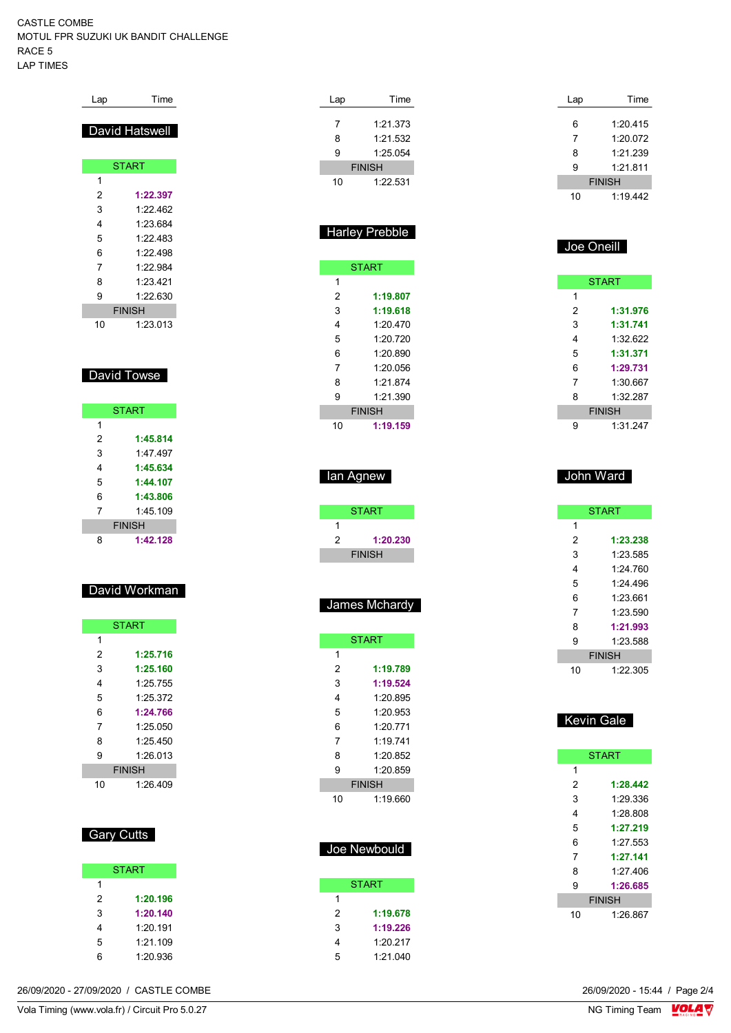CASTLE COMBE
MOTUL FPR SUZUKI UK BANDIT CHALLENGE
RACE 5
LAP TIMES

## David Hatswell

| Lap | Time |
|---|---|
| START | |
| 1 | |
| 2 | **1:22.397** |
| 3 | 1:22.462 |
| 4 | 1:23.684 |
| 5 | 1:22.483 |
| 6 | 1:22.498 |
| 7 | 1:22.984 |
| 8 | 1:23.421 |
| 9 | 1:22.630 |
| FINISH | |
| 10 | 1:23.013 |

## David Towse

| Lap | Time |
|---|---|
| START | |
| 1 | |
| 2 | **1:45.814** |
| 3 | 1:47.497 |
| 4 | **1:45.634** |
| 5 | **1:44.107** |
| 6 | **1:43.806** |
| 7 | 1:45.109 |
| FINISH | |
| 8 | **1:42.128** |

## David Workman

| Lap | Time |
|---|---|
| START | |
| 1 | |
| 2 | **1:25.716** |
| 3 | **1:25.160** |
| 4 | 1:25.755 |
| 5 | 1:25.372 |
| 6 | **1:24.766** |
| 7 | 1:25.050 |
| 8 | 1:25.450 |
| 9 | 1:26.013 |
| FINISH | |
| 10 | 1:26.409 |

## Gary Cutts

| Lap | Time |
|---|---|
| START | |
| 1 | |
| 2 | **1:20.196** |
| 3 | **1:20.140** |
| 4 | 1:20.191 |
| 5 | 1:21.109 |
| 6 | 1:20.936 |
| 7 | 1:21.373 |
| 8 | 1:21.532 |
| 9 | 1:25.054 |
| FINISH | |
| 10 | 1:22.531 |

## Harley Prebble

| Lap | Time |
|---|---|
| START | |
| 1 | |
| 2 | **1:19.807** |
| 3 | **1:19.618** |
| 4 | 1:20.470 |
| 5 | 1:20.720 |
| 6 | 1:20.890 |
| 7 | 1:20.056 |
| 8 | 1:21.874 |
| 9 | 1:21.390 |
| FINISH | |
| 10 | **1:19.159** |

## Ian Agnew

| Lap | Time |
|---|---|
| START | |
| 1 | |
| 2 | **1:20.230** |
| FINISH | |

## James Mchardy

| Lap | Time |
|---|---|
| START | |
| 1 | |
| 2 | **1:19.789** |
| 3 | **1:19.524** |
| 4 | 1:20.895 |
| 5 | 1:20.953 |
| 6 | 1:20.771 |
| 7 | 1:19.741 |
| 8 | 1:20.852 |
| 9 | 1:20.859 |
| FINISH | |
| 10 | 1:19.660 |

## Joe Newbould

| Lap | Time |
|---|---|
| START | |
| 1 | |
| 2 | **1:19.678** |
| 3 | **1:19.226** |
| 4 | 1:20.217 |
| 5 | 1:21.040 |
| 6 | 1:20.415 |
| 7 | 1:20.072 |
| 8 | 1:21.239 |
| 9 | 1:21.811 |
| FINISH | |
| 10 | 1:19.442 |

## Joe Oneill

| Lap | Time |
|---|---|
| START | |
| 1 | |
| 2 | **1:31.976** |
| 3 | **1:31.741** |
| 4 | 1:32.622 |
| 5 | **1:31.371** |
| 6 | **1:29.731** |
| 7 | 1:30.667 |
| 8 | 1:32.287 |
| FINISH | |
| 9 | 1:31.247 |

## John Ward

| Lap | Time |
|---|---|
| START | |
| 1 | |
| 2 | **1:23.238** |
| 3 | 1:23.585 |
| 4 | 1:24.760 |
| 5 | 1:24.496 |
| 6 | 1:23.661 |
| 7 | 1:23.590 |
| 8 | **1:21.993** |
| 9 | 1:23.588 |
| FINISH | |
| 10 | 1:22.305 |

## Kevin Gale

| Lap | Time |
|---|---|
| START | |
| 1 | |
| 2 | **1:28.442** |
| 3 | 1:29.336 |
| 4 | 1:28.808 |
| 5 | **1:27.219** |
| 6 | 1:27.553 |
| 7 | **1:27.141** |
| 8 | 1:27.406 |
| 9 | **1:26.685** |
| FINISH | |
| 10 | 1:26.867 |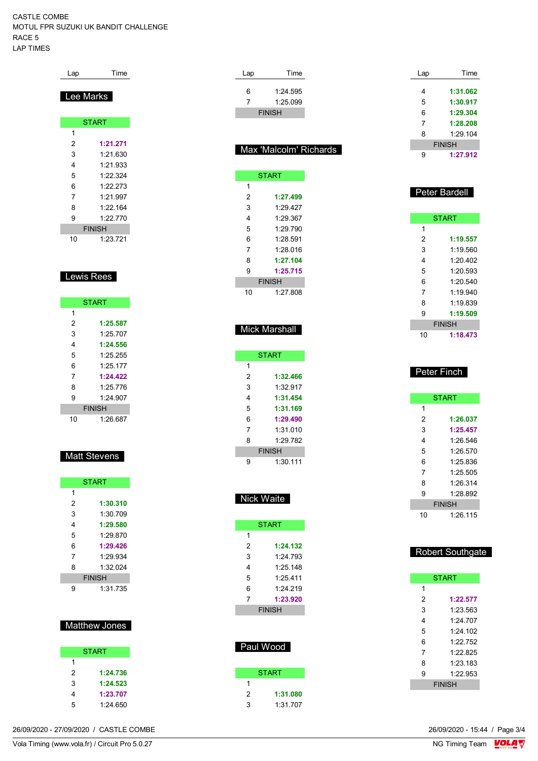CASTLE COMBE
MOTUL FPR SUZUKI UK BANDIT CHALLENGE
RACE 5
LAP TIMES

## Lee Marks

| Lap | Time |
|---|---|
| START | |
| 1 | |
| 2 | **1:21.271** |
| 3 | 1:21.630 |
| 4 | 1:21.933 |
| 5 | 1:22.324 |
| 6 | 1:22.273 |
| 7 | 1:21.997 |
| 8 | 1:22.164 |
| 9 | 1:22.770 |
| FINISH | |
| 10 | 1:23.721 |

## Lewis Rees

| Lap | Time |
|---|---|
| START | |
| 1 | |
| 2 | **1:25.587** |
| 3 | 1:25.707 |
| 4 | **1:24.556** |
| 5 | 1:25.255 |
| 6 | 1:25.177 |
| 7 | **1:24.422** |
| 8 | 1:25.776 |
| 9 | 1:24.907 |
| FINISH | |
| 10 | 1:26.687 |

## Matt Stevens

| Lap | Time |
|---|---|
| START | |
| 1 | |
| 2 | **1:30.310** |
| 3 | 1:30.709 |
| 4 | **1:29.580** |
| 5 | 1:29.870 |
| 6 | **1:29.426** |
| 7 | 1:29.934 |
| 8 | 1:32.024 |
| FINISH | |
| 9 | 1:31.735 |

## Matthew Jones

| Lap | Time |
|---|---|
| START | |
| 1 | |
| 2 | **1:24.736** |
| 3 | **1:24.523** |
| 4 | **1:23.707** |
| 5 | 1:24.650 |
| 6 | 1:24.595 |
| 7 | 1:25.099 |
| FINISH | |

## Max 'Malcolm' Richards

| Lap | Time |
|---|---|
| START | |
| 1 | |
| 2 | **1:27.499** |
| 3 | 1:29.427 |
| 4 | 1:29.367 |
| 5 | 1:29.790 |
| 6 | 1:28.591 |
| 7 | 1:28.016 |
| 8 | **1:27.104** |
| 9 | **1:25.715** |
| FINISH | |
| 10 | 1:27.808 |

## Mick Marshall

| Lap | Time |
|---|---|
| START | |
| 1 | |
| 2 | **1:32.466** |
| 3 | 1:32.917 |
| 4 | **1:31.454** |
| 5 | **1:31.169** |
| 6 | **1:29.490** |
| 7 | 1:31.010 |
| 8 | 1:29.782 |
| FINISH | |
| 9 | 1:30.111 |

## Nick Waite

| Lap | Time |
|---|---|
| START | |
| 1 | |
| 2 | **1:24.132** |
| 3 | 1:24.793 |
| 4 | 1:25.148 |
| 5 | 1:25.411 |
| 6 | 1:24.219 |
| 7 | **1:23.920** |
| FINISH | |

## Paul Wood

| Lap | Time |
|---|---|
| START | |
| 1 | |
| 2 | **1:31.080** |
| 3 | 1:31.707 |
| 4 | **1:31.062** |
| 5 | **1:30.917** |
| 6 | **1:29.304** |
| 7 | **1:28.208** |
| 8 | 1:29.104 |
| FINISH | |
| 9 | **1:27.912** |

## Peter Bardell

| Lap | Time |
|---|---|
| START | |
| 1 | |
| 2 | **1:19.557** |
| 3 | 1:19.560 |
| 4 | 1:20.402 |
| 5 | 1:20.593 |
| 6 | 1:20.540 |
| 7 | 1:19.940 |
| 8 | 1:19.839 |
| 9 | **1:19.509** |
| FINISH | |
| 10 | **1:18.473** |

## Peter Finch

| Lap | Time |
|---|---|
| START | |
| 1 | |
| 2 | **1:26.037** |
| 3 | **1:25.457** |
| 4 | 1:26.546 |
| 5 | 1:26.570 |
| 6 | 1:25.836 |
| 7 | 1:25.505 |
| 8 | 1:26.314 |
| 9 | 1:28.892 |
| FINISH | |
| 10 | 1:26.115 |

## Robert Southgate

| Lap | Time |
|---|---|
| START | |
| 1 | |
| 2 | **1:22.577** |
| 3 | 1:23.563 |
| 4 | 1:24.707 |
| 5 | 1:24.102 |
| 6 | 1:22.752 |
| 7 | 1:22.825 |
| 8 | 1:23.183 |
| 9 | 1:22.953 |
| FINISH | |

26/09/2020 - 27/09/2020 / CASTLE COMBE
26/09/2020 - 15:44

Vola Timing (www.vola.fr) / Circuit Pro 5.0.27
NG Timing Team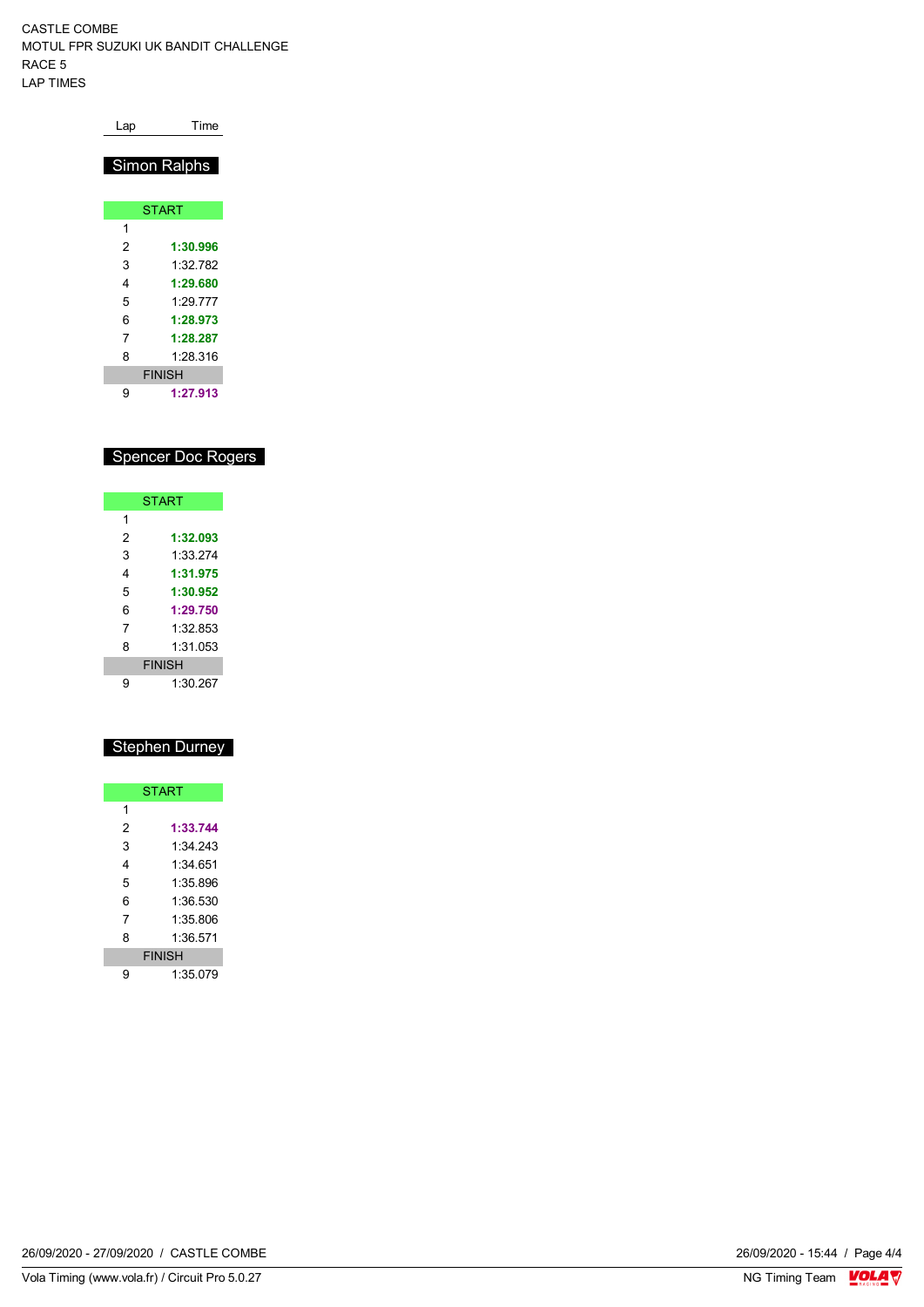CASTLE COMBE
MOTUL FPR SUZUKI UK BANDIT CHALLENGE
RACE 5
LAP TIMES

## Simon Ralphs

| Lap | Time |
|---|---|
| START | |
| 1 | |
| 2 | **1:30.996** |
| 3 | 1:32.782 |
| 4 | **1:29.680** |
| 5 | 1:29.777 |
| 6 | **1:28.973** |
| 7 | **1:28.287** |
| 8 | 1:28.316 |
| FINISH | |
| 9 | **1:27.913** |

## Spencer Doc Rogers

| Lap | Time |
|---|---|
| START | |
| 1 | |
| 2 | **1:32.093** |
| 3 | 1:33.274 |
| 4 | **1:31.975** |
| 5 | **1:30.952** |
| 6 | **1:29.750** |
| 7 | 1:32.853 |
| 8 | 1:31.053 |
| FINISH | |
| 9 | 1:30.267 |

## Stephen Durney

| Lap | Time |
|---|---|
| START | |
| 1 | |
| 2 | **1:33.744** |
| 3 | 1:34.243 |
| 4 | 1:34.651 |
| 5 | 1:35.896 |
| 6 | 1:36.530 |
| 7 | 1:35.806 |
| 8 | 1:36.571 |
| FINISH | |
| 9 | 1:35.079 |

26/09/2020 - 27/09/2020 / CASTLE COMBE
Vola Timing (www.vola.fr) / Circuit Pro 5.0.27

26/09/2020 - 15:44
NG Timing Team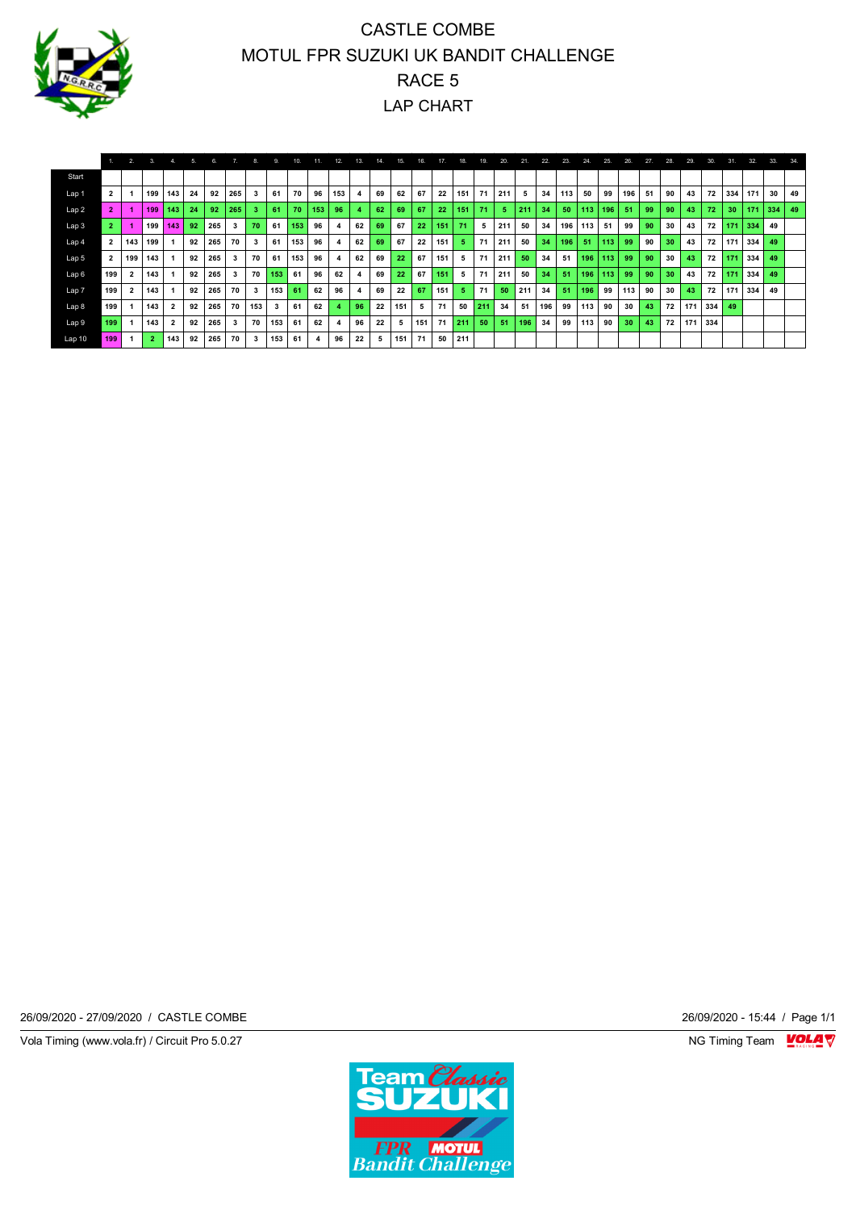# CASTLE COMBE
# MOTUL FPR SUZUKI UK BANDIT CHALLENGE
# RACE 5
# LAP CHART

| | 1. | 2. | 3. | 4. | 5. | 6. | 7. | 8. | 9. | 10. | 11. | 12. | 13. | 14. | 15. | 16. | 17. | 18. | 19. | 20. | 21. | 22. | 23. | 24. | 25. | 26. | 27. | 28. | 29. | 30. | 31. | 32. | 33. | 34. |
|---|---|---|---|---|---|---|---|---|---|---|---|---|---|---|---|---|---|---|---|---|---|---|---|---|---|---|---|---|---|---|---|---|---|---|
| Start | | | | | | | | | | | | | | | | | | | | | | | | | | | | | | | | | | |
| Lap 1 | 2 | 1 | 199 | 143 | 24 | 92 | 265 | 3 | 61 | 70 | 96 | 153 | 4 | 69 | 62 | 67 | 22 | 151 | 71 | 211 | 5 | 34 | 113 | 50 | 99 | 196 | 51 | 90 | 43 | 72 | 334 | 171 | 30 | 49 |
| Lap 2 | 2 | 1 | 199 | 143 | 24 | 92 | 265 | 3 | 61 | 70 | 153 | 96 | 4 | 62 | 69 | 67 | 22 | 151 | 71 | 5 | 211 | 34 | 50 | 113 | 196 | 51 | 99 | 90 | 43 | 72 | 30 | 171 | 334 | 49 |
| Lap 3 | 2 | 1 | 199 | 143 | 92 | 265 | 3 | 70 | 61 | 153 | 96 | 4 | 62 | 69 | 67 | 22 | 151 | 71 | 5 | 211 | 50 | 34 | 196 | 113 | 51 | 99 | 90 | 30 | 43 | 72 | 171 | 334 | 49 | |
| Lap 4 | 2 | 143 | 199 | 1 | 92 | 265 | 70 | 3 | 61 | 153 | 96 | 4 | 62 | 69 | 67 | 22 | 151 | 5 | 71 | 211 | 50 | 34 | 196 | 51 | 113 | 99 | 90 | 30 | 43 | 72 | 171 | 334 | 49 | |
| Lap 5 | 2 | 199 | 143 | 1 | 92 | 265 | 3 | 70 | 61 | 153 | 96 | 4 | 62 | 69 | 22 | 67 | 151 | 5 | 71 | 211 | 50 | 34 | 51 | 196 | 113 | 99 | 90 | 30 | 43 | 72 | 171 | 334 | 49 | |
| Lap 6 | 199 | 2 | 143 | 1 | 92 | 265 | 3 | 70 | 153 | 61 | 96 | 62 | 4 | 69 | 22 | 67 | 151 | 5 | 71 | 211 | 50 | 34 | 51 | 196 | 113 | 99 | 90 | 30 | 43 | 72 | 171 | 334 | 49 | |
| Lap 7 | 199 | 2 | 143 | 1 | 92 | 265 | 70 | 3 | 153 | 61 | 62 | 96 | 4 | 69 | 22 | 67 | 151 | 5 | 71 | 50 | 211 | 34 | 51 | 196 | 99 | 113 | 90 | 30 | 43 | 72 | 171 | 334 | 49 | |
| Lap 8 | 199 | 1 | 143 | 2 | 92 | 265 | 70 | 153 | 3 | 61 | 62 | 4 | 96 | 22 | 151 | 5 | 71 | 50 | 211 | 34 | 51 | 196 | 99 | 113 | 90 | 30 | 43 | 72 | 171 | 334 | 49 | | | |
| Lap 9 | 199 | 1 | 143 | 2 | 92 | 265 | 3 | 70 | 153 | 61 | 62 | 4 | 96 | 22 | 5 | 151 | 71 | 211 | 50 | 51 | 196 | 34 | 99 | 113 | 90 | 30 | 43 | 72 | 171 | 334 | | | | |
| Lap 10 | 199 | 1 | 2 | 143 | 92 | 265 | 70 | 3 | 153 | 61 | 4 | 96 | 22 | 5 | 151 | 71 | 50 | 211 | | | | | | | | | | | | | | | | |

26/09/2020 - 27/09/2020 / CASTLE COMBE

26/09/2020 - 15:44

Vola Timing (www.vola.fr) / Circuit Pro 5.0.27

NG Timing Team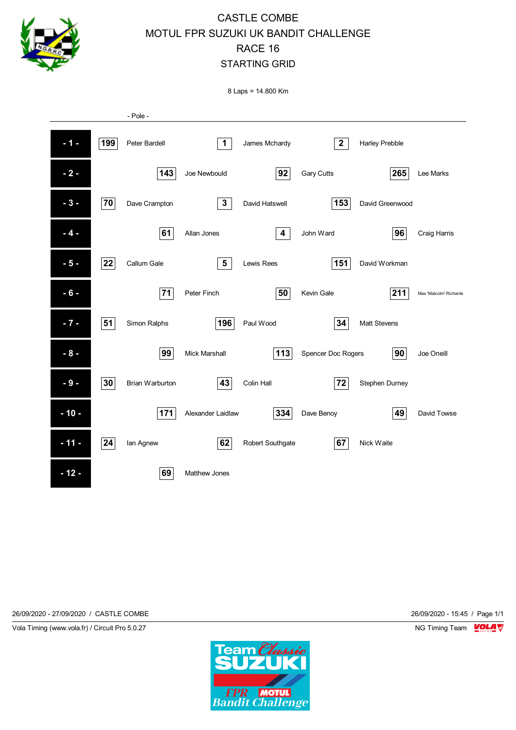# CASTLE COMBE

## MOTUL FPR SUZUKI UK BANDIT CHALLENGE

## RACE 16

## STARTING GRID

8 Laps = 14.800 Km

- Pole -

| Row | No. | Rider | No. | Rider | No. | Rider |
|---|---|---|---|---|---|---|
| - 1 - | 199 | Peter Bardell | 1 | James Mchardy | 2 | Harley Prebble |
| - 2 - | 143 | Joe Newbould | 92 | Gary Cutts | 265 | Lee Marks |
| - 3 - | 70 | Dave Crampton | 3 | David Hatswell | 153 | David Greenwood |
| - 4 - | 61 | Allan Jones | 4 | John Ward | 96 | Craig Harris |
| - 5 - | 22 | Callum Gale | 5 | Lewis Rees | 151 | David Workman |
| - 6 - | 71 | Peter Finch | 50 | Kevin Gale | 211 | Max 'Malcolm' Richards |
| - 7 - | 51 | Simon Ralphs | 196 | Paul Wood | 34 | Matt Stevens |
| - 8 - | 99 | Mick Marshall | 113 | Spencer Doc Rogers | 90 | Joe Oneill |
| - 9 - | 30 | Brian Warburton | 43 | Colin Hall | 72 | Stephen Durney |
| - 10 - | 171 | Alexander Laidlaw | 334 | Dave Benoy | 49 | David Towse |
| - 11 - | 24 | Ian Agnew | 62 | Robert Southgate | 67 | Nick Waite |
| - 12 - | 69 | Matthew Jones | | | | |

26/09/2020 - 27/09/2020 / CASTLE COMBE

26/09/2020 - 15:45

Vola Timing (www.vola.fr) / Circuit Pro 5.0.27

NG Timing Team